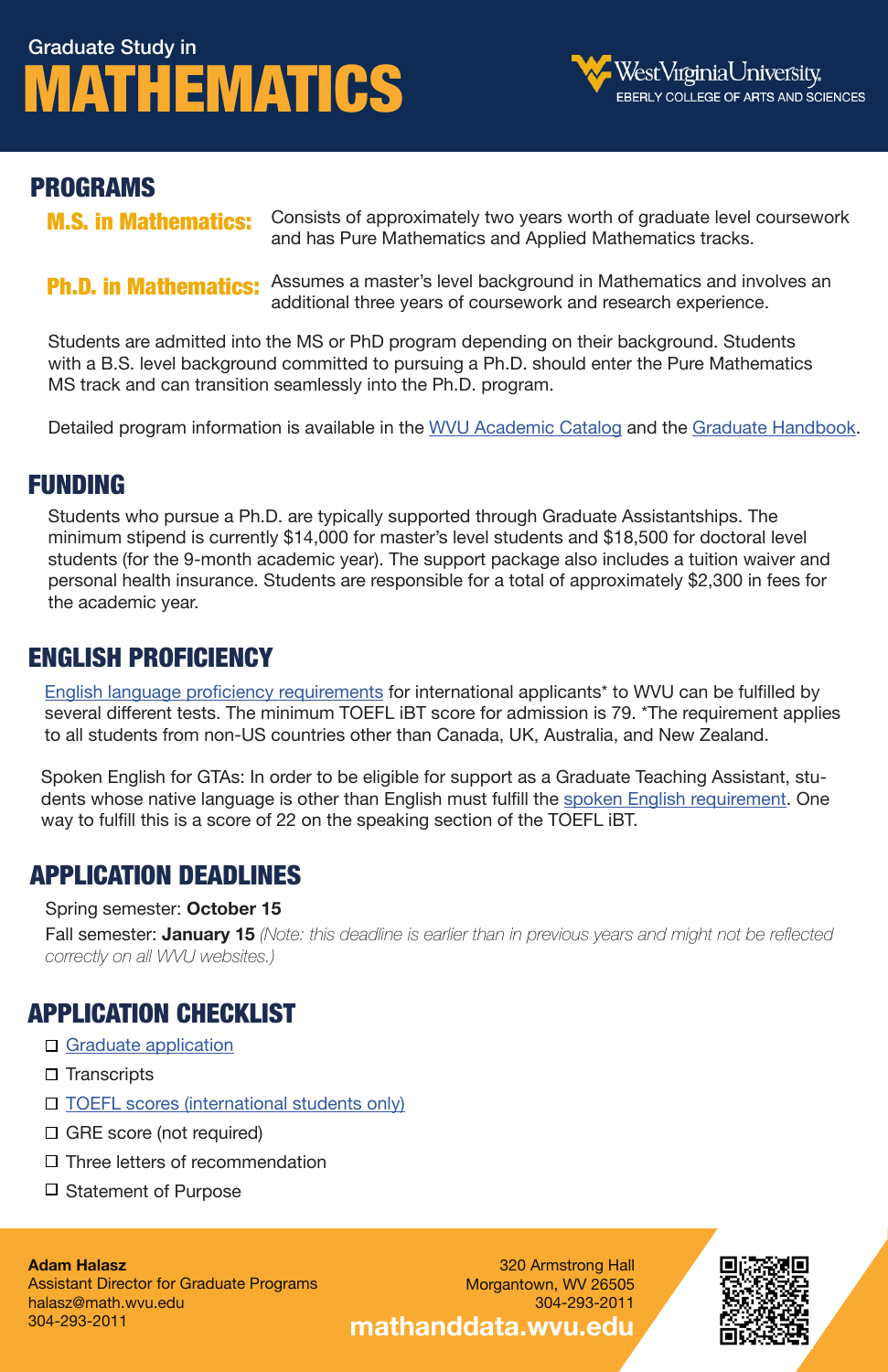Graduate Study in

# MATHEMATICS

West Virginia University
EBERLY COLLEGE OF ARTS AND SCIENCES

## PROGRAMS

**M.S. in Mathematics:** Consists of approximately two years worth of graduate level coursework and has Pure Mathematics and Applied Mathematics tracks.

**Ph.D. in Mathematics:** Assumes a master's level background in Mathematics and involves an additional three years of coursework and research experience.

Students are admitted into the MS or PhD program depending on their background. Students with a B.S. level background committed to pursuing a Ph.D. should enter the Pure Mathematics MS track and can transition seamlessly into the Ph.D. program.

Detailed program information is available in the WVU Academic Catalog and the Graduate Handbook.

## FUNDING

Students who pursue a Ph.D. are typically supported through Graduate Assistantships. The minimum stipend is currently $14,000 for master's level students and $18,500 for doctoral level students (for the 9-month academic year). The support package also includes a tuition waiver and personal health insurance. Students are responsible for a total of approximately $2,300 in fees for the academic year.

## ENGLISH PROFICIENCY

English language proficiency requirements for international applicants* to WVU can be fulfilled by several different tests. The minimum TOEFL iBT score for admission is 79. *The requirement applies to all students from non-US countries other than Canada, UK, Australia, and New Zealand.

Spoken English for GTAs: In order to be eligible for support as a Graduate Teaching Assistant, students whose native language is other than English must fulfill the spoken English requirement. One way to fulfill this is a score of 22 on the speaking section of the TOEFL iBT.

## APPLICATION DEADLINES

Spring semester: **October 15**

Fall semester: **January 15** *(Note: this deadline is earlier than in previous years and might not be reflected correctly on all WVU websites.)*

## APPLICATION CHECKLIST

- [ ] Graduate application
- [ ] Transcripts
- [ ] TOEFL scores (international students only)
- [ ] GRE score (not required)
- [ ] Three letters of recommendation
- [ ] Statement of Purpose

**Adam Halasz**
Assistant Director for Graduate Programs
halasz@math.wvu.edu
304-293-2011

320 Armstrong Hall
Morgantown, WV 26505
304-293-2011

**mathanddata.wvu.edu**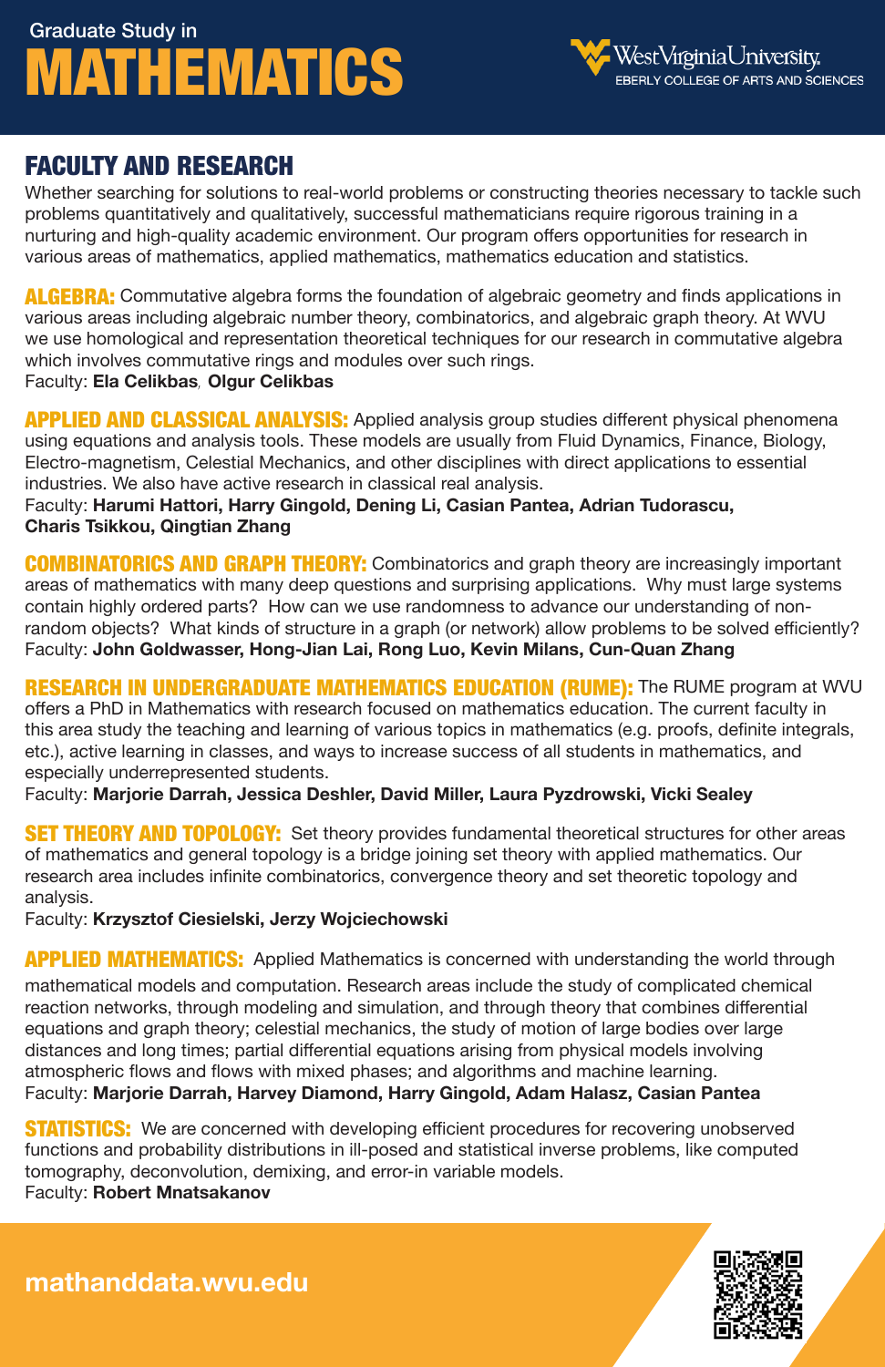Graduate Study in

# MATHEMATICS

WestVirginiaUniversity.
EBERLY COLLEGE OF ARTS AND SCIENCES

## FACULTY AND RESEARCH

Whether searching for solutions to real-world problems or constructing theories necessary to tackle such problems quantitatively and qualitatively, successful mathematicians require rigorous training in a nurturing and high-quality academic environment. Our program offers opportunities for research in various areas of mathematics, applied mathematics, mathematics education and statistics.

**ALGEBRA:** Commutative algebra forms the foundation of algebraic geometry and finds applications in various areas including algebraic number theory, combinatorics, and algebraic graph theory. At WVU we use homological and representation theoretical techniques for our research in commutative algebra which involves commutative rings and modules over such rings.
Faculty: **Ela Celikbas**, **Olgur Celikbas**

**APPLIED AND CLASSICAL ANALYSIS:** Applied analysis group studies different physical phenomena using equations and analysis tools. These models are usually from Fluid Dynamics, Finance, Biology, Electro-magnetism, Celestial Mechanics, and other disciplines with direct applications to essential industries. We also have active research in classical real analysis.
Faculty: **Harumi Hattori, Harry Gingold, Dening Li, Casian Pantea, Adrian Tudorascu, Charis Tsikkou, Qingtian Zhang**

**COMBINATORICS AND GRAPH THEORY:** Combinatorics and graph theory are increasingly important areas of mathematics with many deep questions and surprising applications. Why must large systems contain highly ordered parts? How can we use randomness to advance our understanding of non-random objects? What kinds of structure in a graph (or network) allow problems to be solved efficiently?
Faculty: **John Goldwasser, Hong-Jian Lai, Rong Luo, Kevin Milans, Cun-Quan Zhang**

**RESEARCH IN UNDERGRADUATE MATHEMATICS EDUCATION (RUME):** The RUME program at WVU offers a PhD in Mathematics with research focused on mathematics education. The current faculty in this area study the teaching and learning of various topics in mathematics (e.g. proofs, definite integrals, etc.), active learning in classes, and ways to increase success of all students in mathematics, and especially underrepresented students.
Faculty: **Marjorie Darrah, Jessica Deshler, David Miller, Laura Pyzdrowski, Vicki Sealey**

**SET THEORY AND TOPOLOGY:** Set theory provides fundamental theoretical structures for other areas of mathematics and general topology is a bridge joining set theory with applied mathematics. Our research area includes infinite combinatorics, convergence theory and set theoretic topology and analysis.
Faculty: **Krzysztof Ciesielski, Jerzy Wojciechowski**

**APPLIED MATHEMATICS:** Applied Mathematics is concerned with understanding the world through mathematical models and computation. Research areas include the study of complicated chemical reaction networks, through modeling and simulation, and through theory that combines differential equations and graph theory; celestial mechanics, the study of motion of large bodies over large distances and long times; partial differential equations arising from physical models involving atmospheric flows and flows with mixed phases; and algorithms and machine learning.
Faculty: **Marjorie Darrah, Harvey Diamond, Harry Gingold, Adam Halasz, Casian Pantea**

**STATISTICS:** We are concerned with developing efficient procedures for recovering unobserved functions and probability distributions in ill-posed and statistical inverse problems, like computed tomography, deconvolution, demixing, and error-in variable models.
Faculty: **Robert Mnatsakanov**

**mathanddata.wvu.edu**